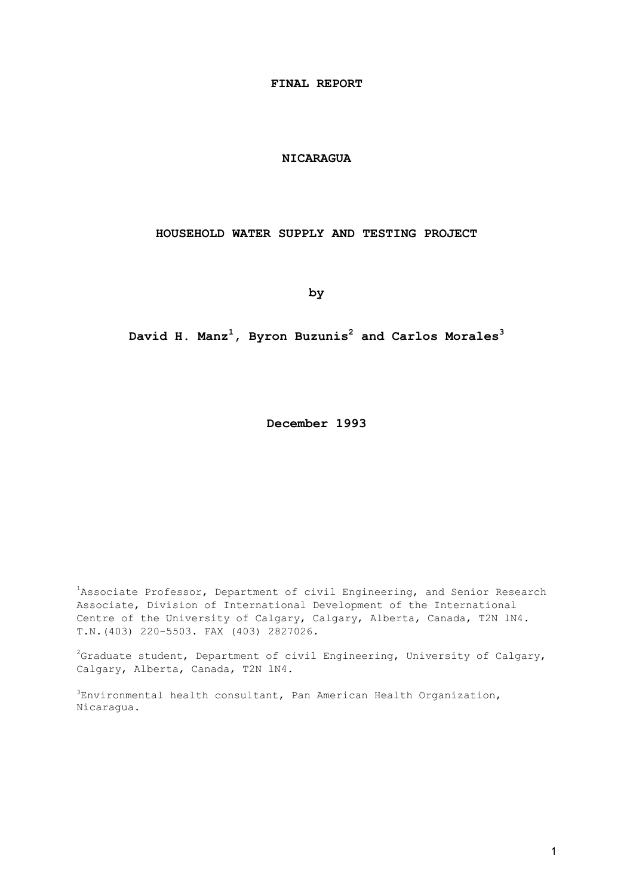**FINAL REPORT**

**NICARAGUA**

**HOUSEHOLD WATER SUPPLY AND TESTING PROJECT**

**by**

**David H. Manz[1], Byron Buzunis[2] and Carlos Morales[3]**

**December 1993**

[1]Associate Professor, Department of civil Engineering, and Senior Research Associate, Division of International Development of the International Centre of the University of Calgary, Calgary, Alberta, Canada, T2N lN4. T.N.(403) 220-5503. FAX (403) 2827026.

[2]Graduate student, Department of civil Engineering, University of Calgary, Calgary, Alberta, Canada, T2N lN4.

[3]Environmental health consultant, Pan American Health Organization, Nicaragua.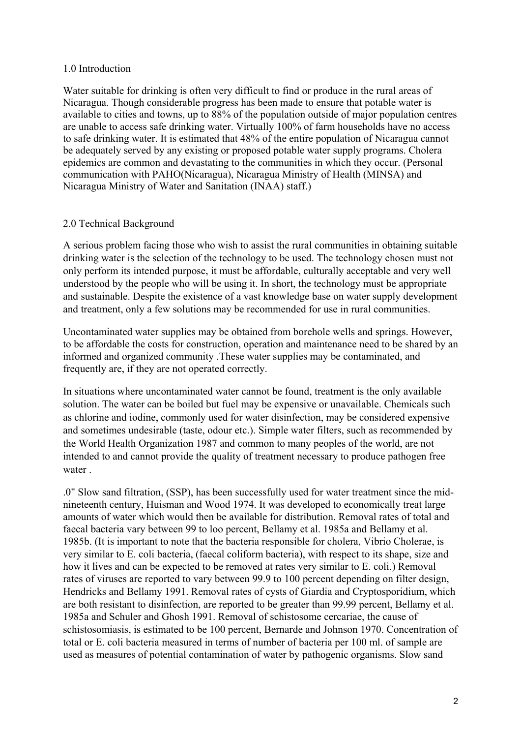## 1.0 Introduction

Water suitable for drinking is often very difficult to find or produce in the rural areas of Nicaragua. Though considerable progress has been made to ensure that potable water is available to cities and towns, up to 88% of the population outside of major population centres are unable to access safe drinking water. Virtually 100% of farm households have no access to safe drinking water. It is estimated that 48% of the entire population of Nicaragua cannot be adequately served by any existing or proposed potable water supply programs. Cholera epidemics are common and devastating to the communities in which they occur. (Personal communication with PAHO(Nicaragua), Nicaragua Ministry of Health (MINSA) and Nicaragua Ministry of Water and Sanitation (INAA) staff.)

## 2.0 Technical Background

A serious problem facing those who wish to assist the rural communities in obtaining suitable drinking water is the selection of the technology to be used. The technology chosen must not only perform its intended purpose, it must be affordable, culturally acceptable and very well understood by the people who will be using it. In short, the technology must be appropriate and sustainable. Despite the existence of a vast knowledge base on water supply development and treatment, only a few solutions may be recommended for use in rural communities.

Uncontaminated water supplies may be obtained from borehole wells and springs. However, to be affordable the costs for construction, operation and maintenance need to be shared by an informed and organized community .These water supplies may be contaminated, and frequently are, if they are not operated correctly.

In situations where uncontaminated water cannot be found, treatment is the only available solution. The water can be boiled but fuel may be expensive or unavailable. Chemicals such as chlorine and iodine, commonly used for water disinfection, may be considered expensive and sometimes undesirable (taste, odour etc.). Simple water filters, such as recommended by the World Health Organization 1987 and common to many peoples of the world, are not intended to and cannot provide the quality of treatment necessary to produce pathogen free water .

.0" Slow sand filtration, (SSP), has been successfully used for water treatment since the mid-nineteenth century, Huisman and Wood 1974. It was developed to economically treat large amounts of water which would then be available for distribution. Removal rates of total and faecal bacteria vary between 99 to loo percent, Bellamy et al. 1985a and Bellamy et al. 1985b. (It is important to note that the bacteria responsible for cholera, Vibrio Cholerae, is very similar to E. coli bacteria, (faecal coliform bacteria), with respect to its shape, size and how it lives and can be expected to be removed at rates very similar to E. coli.) Removal rates of viruses are reported to vary between 99.9 to 100 percent depending on filter design, Hendricks and Bellamy 1991. Removal rates of cysts of Giardia and Cryptosporidium, which are both resistant to disinfection, are reported to be greater than 99.99 percent, Bellamy et al. 1985a and Schuler and Ghosh 1991. Removal of schistosome cercariae, the cause of schistosomiasis, is estimated to be 100 percent, Bernarde and Johnson 1970. Concentration of total or E. coli bacteria measured in terms of number of bacteria per 100 ml. of sample are used as measures of potential contamination of water by pathogenic organisms. Slow sand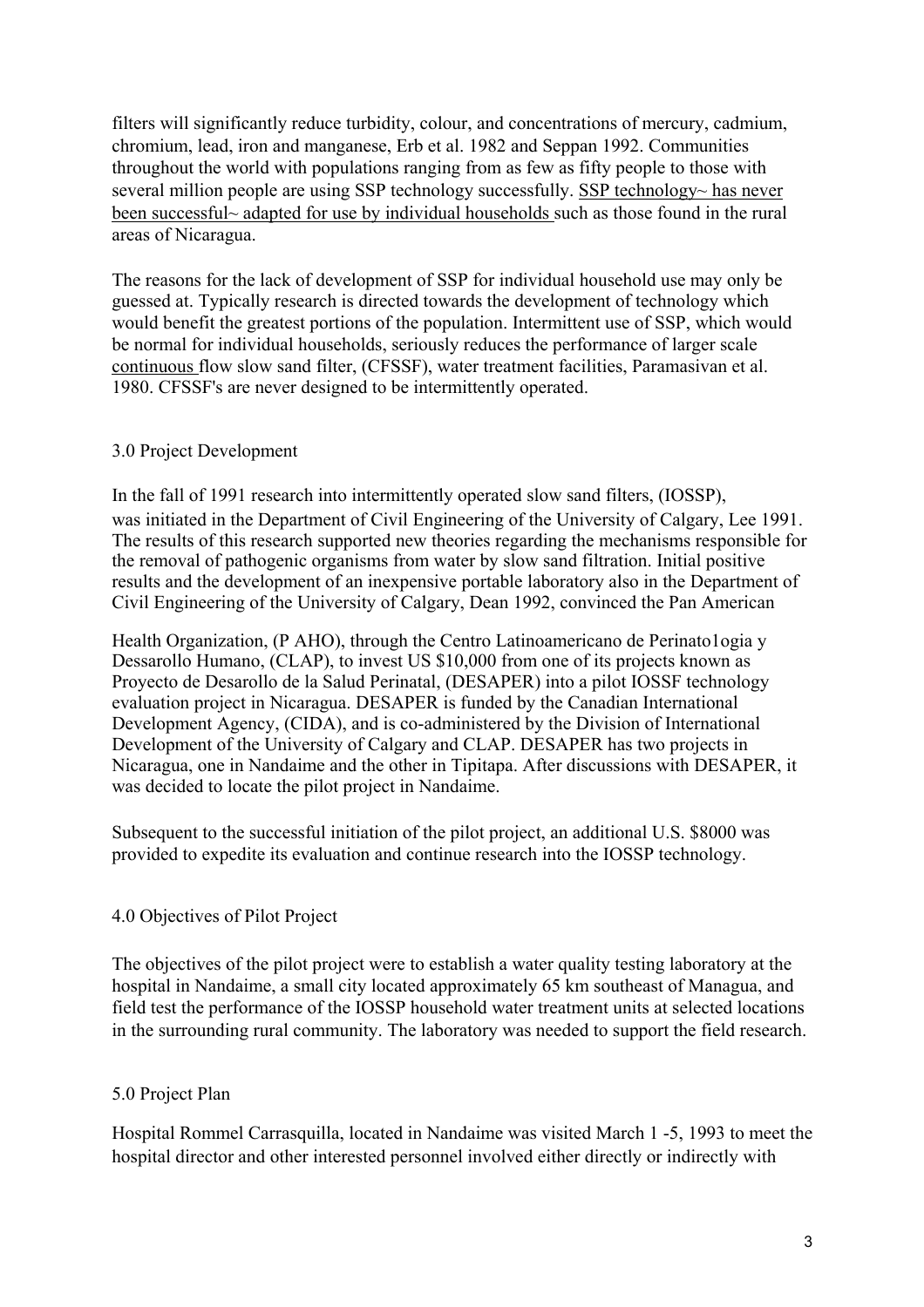filters will significantly reduce turbidity, colour, and concentrations of mercury, cadmium, chromium, lead, iron and manganese, Erb et al. 1982 and Seppan 1992. Communities throughout the world with populations ranging from as few as fifty people to those with several million people are using SSP technology successfully. <u>SSP technology~ has never been successful~ adapted for use by individual households</u> such as those found in the rural areas of Nicaragua.

The reasons for the lack of development of SSP for individual household use may only be guessed at. Typically research is directed towards the development of technology which would benefit the greatest portions of the population. Intermittent use of SSP, which would be normal for individual households, seriously reduces the performance of larger scale <u>continuous</u> flow slow sand filter, (CFSSF), water treatment facilities, Paramasivan et al. 1980. CFSSF's are never designed to be intermittently operated.

## 3.0 Project Development

In the fall of 1991 research into intermittently operated slow sand filters, (IOSSP), was initiated in the Department of Civil Engineering of the University of Calgary, Lee 1991. The results of this research supported new theories regarding the mechanisms responsible for the removal of pathogenic organisms from water by slow sand filtration. Initial positive results and the development of an inexpensive portable laboratory also in the Department of Civil Engineering of the University of Calgary, Dean 1992, convinced the Pan American Health Organization, (P AHO), through the Centro Latinoamericano de Perinato1ogia y Dessarollo Humano, (CLAP), to invest US $10,000 from one of its projects known as Proyecto de Desarollo de la Salud Perinatal, (DESAPER) into a pilot IOSSF technology evaluation project in Nicaragua. DESAPER is funded by the Canadian International Development Agency, (CIDA), and is co-administered by the Division of International Development of the University of Calgary and CLAP. DESAPER has two projects in Nicaragua, one in Nandaime and the other in Tipitapa. After discussions with DESAPER, it was decided to locate the pilot project in Nandaime.

Subsequent to the successful initiation of the pilot project, an additional U.S. $8000 was provided to expedite its evaluation and continue research into the IOSSP technology.

## 4.0 Objectives of Pilot Project

The objectives of the pilot project were to establish a water quality testing laboratory at the hospital in Nandaime, a small city located approximately 65 km southeast of Managua, and field test the performance of the IOSSP household water treatment units at selected locations in the surrounding rural community. The laboratory was needed to support the field research.

## 5.0 Project Plan

Hospital Rommel Carrasquilla, located in Nandaime was visited March 1 -5, 1993 to meet the hospital director and other interested personnel involved either directly or indirectly with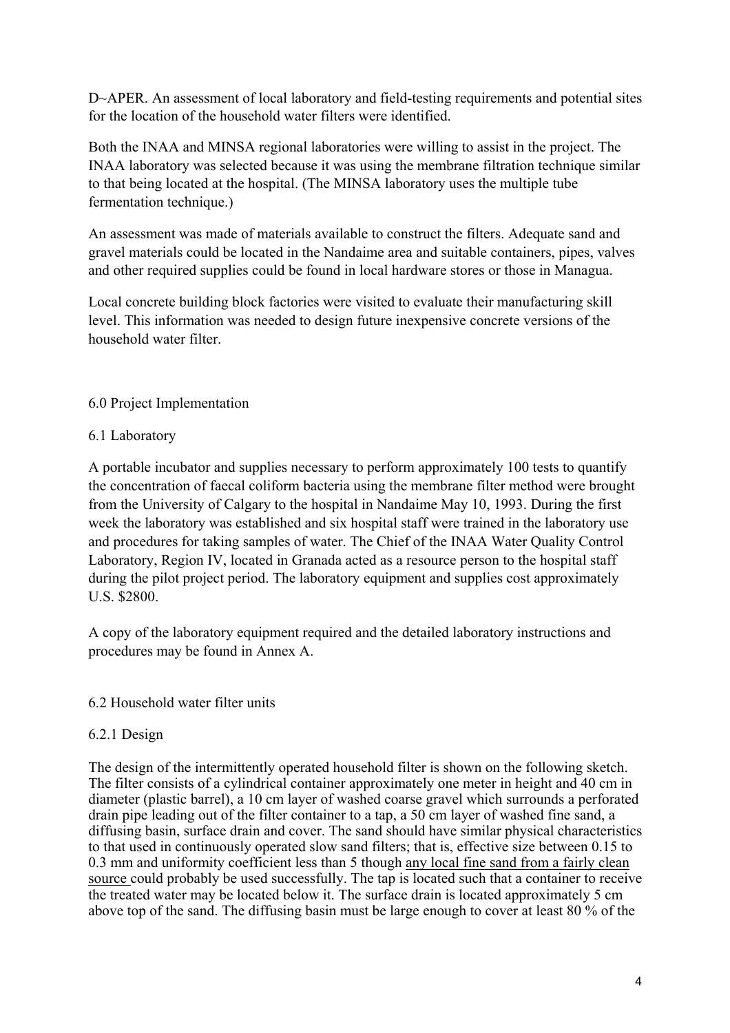D~APER. An assessment of local laboratory and field-testing requirements and potential sites for the location of the household water filters were identified.

Both the INAA and MINSA regional laboratories were willing to assist in the project. The INAA laboratory was selected because it was using the membrane filtration technique similar to that being located at the hospital. (The MINSA laboratory uses the multiple tube fermentation technique.)

An assessment was made of materials available to construct the filters. Adequate sand and gravel materials could be located in the Nandaime area and suitable containers, pipes, valves and other required supplies could be found in local hardware stores or those in Managua.

Local concrete building block factories were visited to evaluate their manufacturing skill level. This information was needed to design future inexpensive concrete versions of the household water filter.

## 6.0 Project Implementation

### 6.1 Laboratory

A portable incubator and supplies necessary to perform approximately 100 tests to quantify the concentration of faecal coliform bacteria using the membrane filter method were brought from the University of Calgary to the hospital in Nandaime May 10, 1993. During the first week the laboratory was established and six hospital staff were trained in the laboratory use and procedures for taking samples of water. The Chief of the INAA Water Quality Control Laboratory, Region IV, located in Granada acted as a resource person to the hospital staff during the pilot project period. The laboratory equipment and supplies cost approximately U.S. $2800.

A copy of the laboratory equipment required and the detailed laboratory instructions and procedures may be found in Annex A.

### 6.2 Household water filter units

#### 6.2.1 Design

The design of the intermittently operated household filter is shown on the following sketch. The filter consists of a cylindrical container approximately one meter in height and 40 cm in diameter (plastic barrel), a 10 cm layer of washed coarse gravel which surrounds a perforated drain pipe leading out of the filter container to a tap, a 50 cm layer of washed fine sand, a diffusing basin, surface drain and cover. The sand should have similar physical characteristics to that used in continuously operated slow sand filters; that is, effective size between 0.15 to 0.3 mm and uniformity coefficient less than 5 though <u>any local fine sand from a fairly clean source</u> could probably be used successfully. The tap is located such that a container to receive the treated water may be located below it. The surface drain is located approximately 5 cm above top of the sand. The diffusing basin must be large enough to cover at least 80 % of the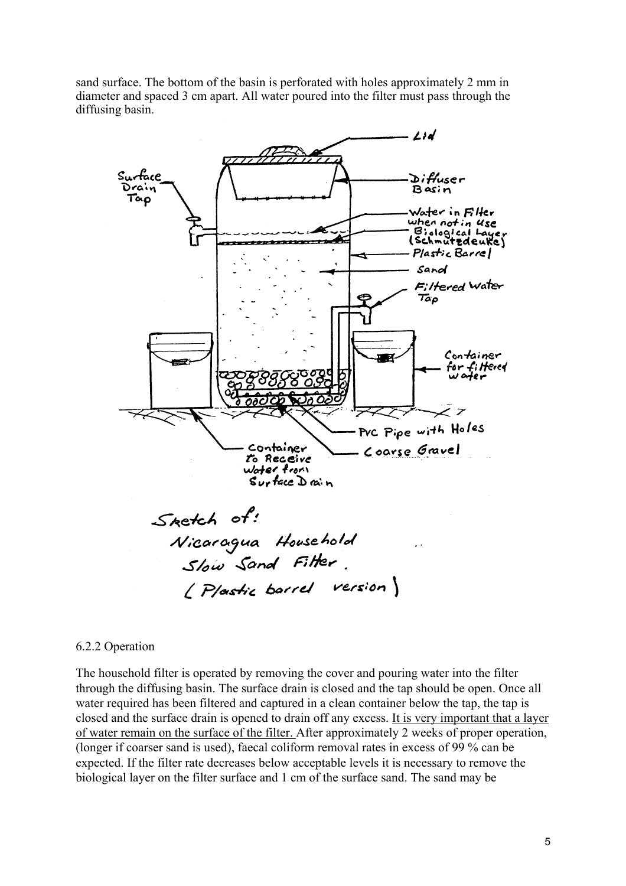sand surface. The bottom of the basin is perforated with holes approximately 2 mm in diameter and spaced 3 cm apart. All water poured into the filter must pass through the diffusing basin.

Sketch of: Nicaragua Household Slow Sand Filter. (Plastic barrel version)

### 6.2.2 Operation

The household filter is operated by removing the cover and pouring water into the filter through the diffusing basin. The surface drain is closed and the tap should be open. Once all water required has been filtered and captured in a clean container below the tap, the tap is closed and the surface drain is opened to drain off any excess. <u>It is very important that a layer of water remain on the surface of the filter.</u> After approximately 2 weeks of proper operation, (longer if coarser sand is used), faecal coliform removal rates in excess of 99 % can be expected. If the filter rate decreases below acceptable levels it is necessary to remove the biological layer on the filter surface and 1 cm of the surface sand. The sand may be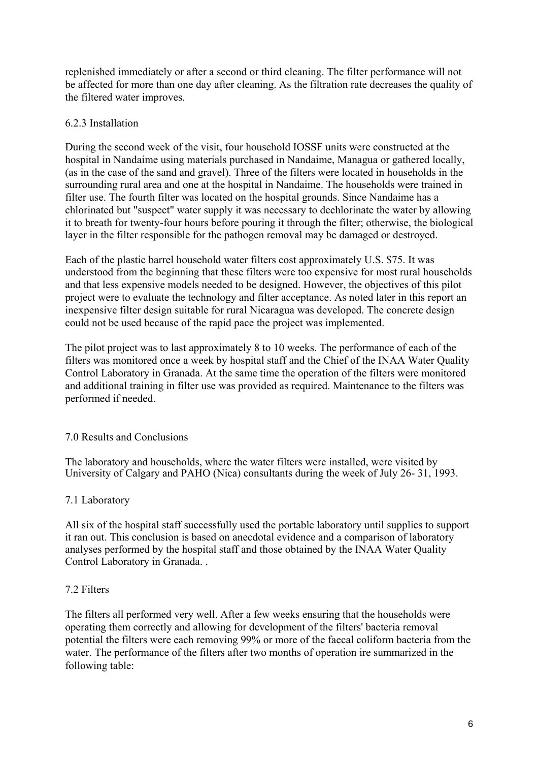replenished immediately or after a second or third cleaning. The filter performance will not be affected for more than one day after cleaning. As the filtration rate decreases the quality of the filtered water improves.

### 6.2.3 Installation

During the second week of the visit, four household IOSSF units were constructed at the hospital in Nandaime using materials purchased in Nandaime, Managua or gathered locally, (as in the case of the sand and gravel). Three of the filters were located in households in the surrounding rural area and one at the hospital in Nandaime. The households were trained in filter use. The fourth filter was located on the hospital grounds. Since Nandaime has a chlorinated but "suspect" water supply it was necessary to dechlorinate the water by allowing it to breath for twenty-four hours before pouring it through the filter; otherwise, the biological layer in the filter responsible for the pathogen removal may be damaged or destroyed.

Each of the plastic barrel household water filters cost approximately U.S. $75. It was understood from the beginning that these filters were too expensive for most rural households and that less expensive models needed to be designed. However, the objectives of this pilot project were to evaluate the technology and filter acceptance. As noted later in this report an inexpensive filter design suitable for rural Nicaragua was developed. The concrete design could not be used because of the rapid pace the project was implemented.

The pilot project was to last approximately 8 to 10 weeks. The performance of each of the filters was monitored once a week by hospital staff and the Chief of the INAA Water Quality Control Laboratory in Granada. At the same time the operation of the filters were monitored and additional training in filter use was provided as required. Maintenance to the filters was performed if needed.

## 7.0 Results and Conclusions

The laboratory and households, where the water filters were installed, were visited by University of Calgary and PAHO (Nica) consultants during the week of July 26- 31, 1993.

### 7.1 Laboratory

All six of the hospital staff successfully used the portable laboratory until supplies to support it ran out. This conclusion is based on anecdotal evidence and a comparison of laboratory analyses performed by the hospital staff and those obtained by the INAA Water Quality Control Laboratory in Granada. .

### 7.2 Filters

The filters all performed very well. After a few weeks ensuring that the households were operating them correctly and allowing for development of the filters' bacteria removal potential the filters were each removing 99% or more of the faecal coliform bacteria from the water. The performance of the filters after two months of operation ire summarized in the following table: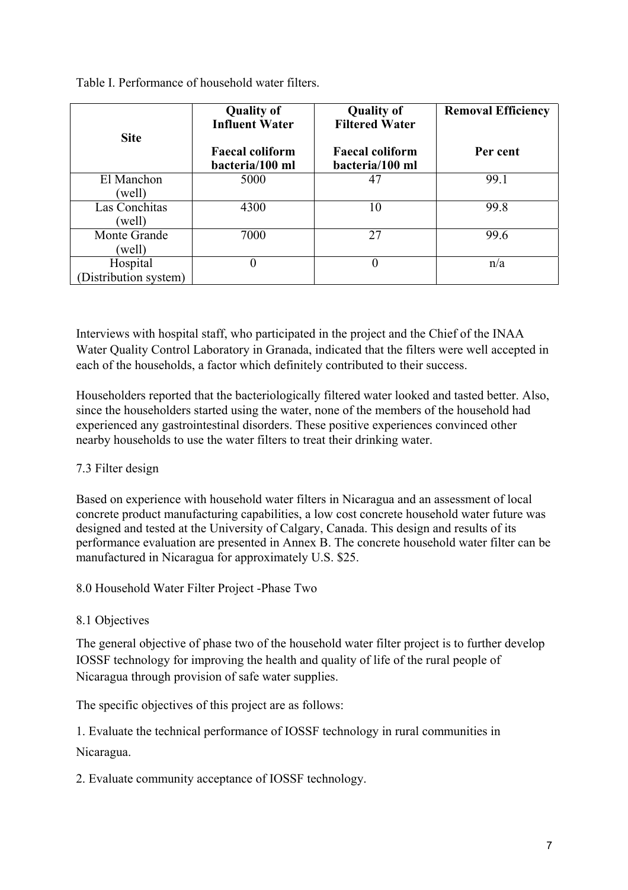Table I. Performance of household water filters.

| Site | Quality of Influent Water<br>Faecal coliform bacteria/100 ml | Quality of Filtered Water<br>Faecal coliform bacteria/100 ml | Removal Efficiency<br>Per cent |
|---|---|---|---|
| El Manchon (well) | 5000 | 47 | 99.1 |
| Las Conchitas (well) | 4300 | 10 | 99.8 |
| Monte Grande (well) | 7000 | 27 | 99.6 |
| Hospital (Distribution system) | 0 | 0 | n/a |

Interviews with hospital staff, who participated in the project and the Chief of the INAA Water Quality Control Laboratory in Granada, indicated that the filters were well accepted in each of the households, a factor which definitely contributed to their success.

Householders reported that the bacteriologically filtered water looked and tasted better. Also, since the householders started using the water, none of the members of the household had experienced any gastrointestinal disorders. These positive experiences convinced other nearby households to use the water filters to treat their drinking water.

### 7.3 Filter design

Based on experience with household water filters in Nicaragua and an assessment of local concrete product manufacturing capabilities, a low cost concrete household water future was designed and tested at the University of Calgary, Canada. This design and results of its performance evaluation are presented in Annex B. The concrete household water filter can be manufactured in Nicaragua for approximately U.S. $25.

## 8.0 Household Water Filter Project -Phase Two

### 8.1 Objectives

The general objective of phase two of the household water filter project is to further develop IOSSF technology for improving the health and quality of life of the rural people of Nicaragua through provision of safe water supplies.

The specific objectives of this project are as follows:

1. Evaluate the technical performance of IOSSF technology in rural communities in Nicaragua.

2. Evaluate community acceptance of IOSSF technology.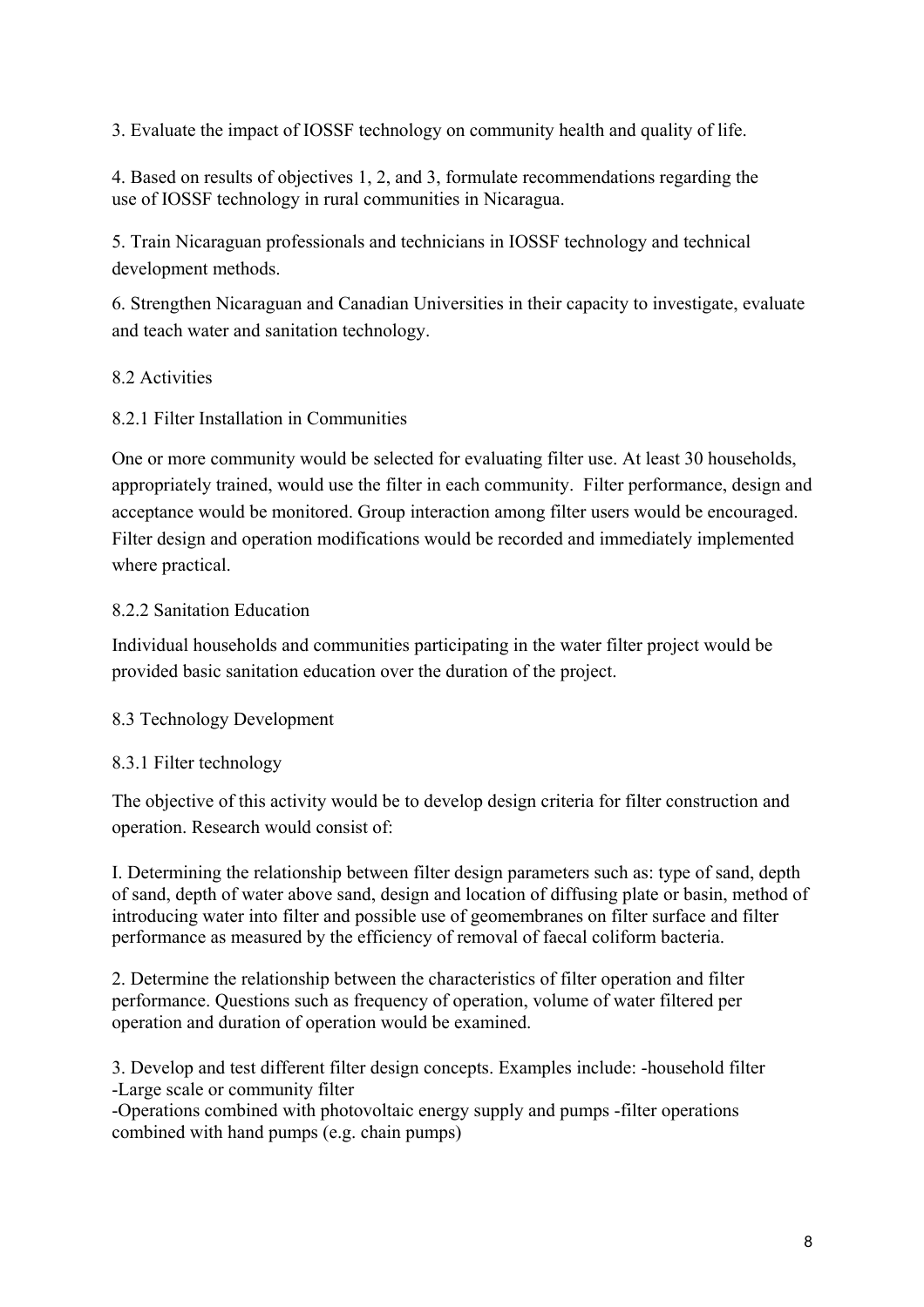3. Evaluate the impact of IOSSF technology on community health and quality of life.

4. Based on results of objectives 1, 2, and 3, formulate recommendations regarding the use of IOSSF technology in rural communities in Nicaragua.

5. Train Nicaraguan professionals and technicians in IOSSF technology and technical development methods.

6. Strengthen Nicaraguan and Canadian Universities in their capacity to investigate, evaluate and teach water and sanitation technology.

### 8.2 Activities

#### 8.2.1 Filter Installation in Communities

One or more community would be selected for evaluating filter use. At least 30 households, appropriately trained, would use the filter in each community. Filter performance, design and acceptance would be monitored. Group interaction among filter users would be encouraged. Filter design and operation modifications would be recorded and immediately implemented where practical.

#### 8.2.2 Sanitation Education

Individual households and communities participating in the water filter project would be provided basic sanitation education over the duration of the project.

### 8.3 Technology Development

#### 8.3.1 Filter technology

The objective of this activity would be to develop design criteria for filter construction and operation. Research would consist of:

I. Determining the relationship between filter design parameters such as: type of sand, depth of sand, depth of water above sand, design and location of diffusing plate or basin, method of introducing water into filter and possible use of geomembranes on filter surface and filter performance as measured by the efficiency of removal of faecal coliform bacteria.

2. Determine the relationship between the characteristics of filter operation and filter performance. Questions such as frequency of operation, volume of water filtered per operation and duration of operation would be examined.

3. Develop and test different filter design concepts. Examples include: -household filter
-Large scale or community filter
-Operations combined with photovoltaic energy supply and pumps -filter operations combined with hand pumps (e.g. chain pumps)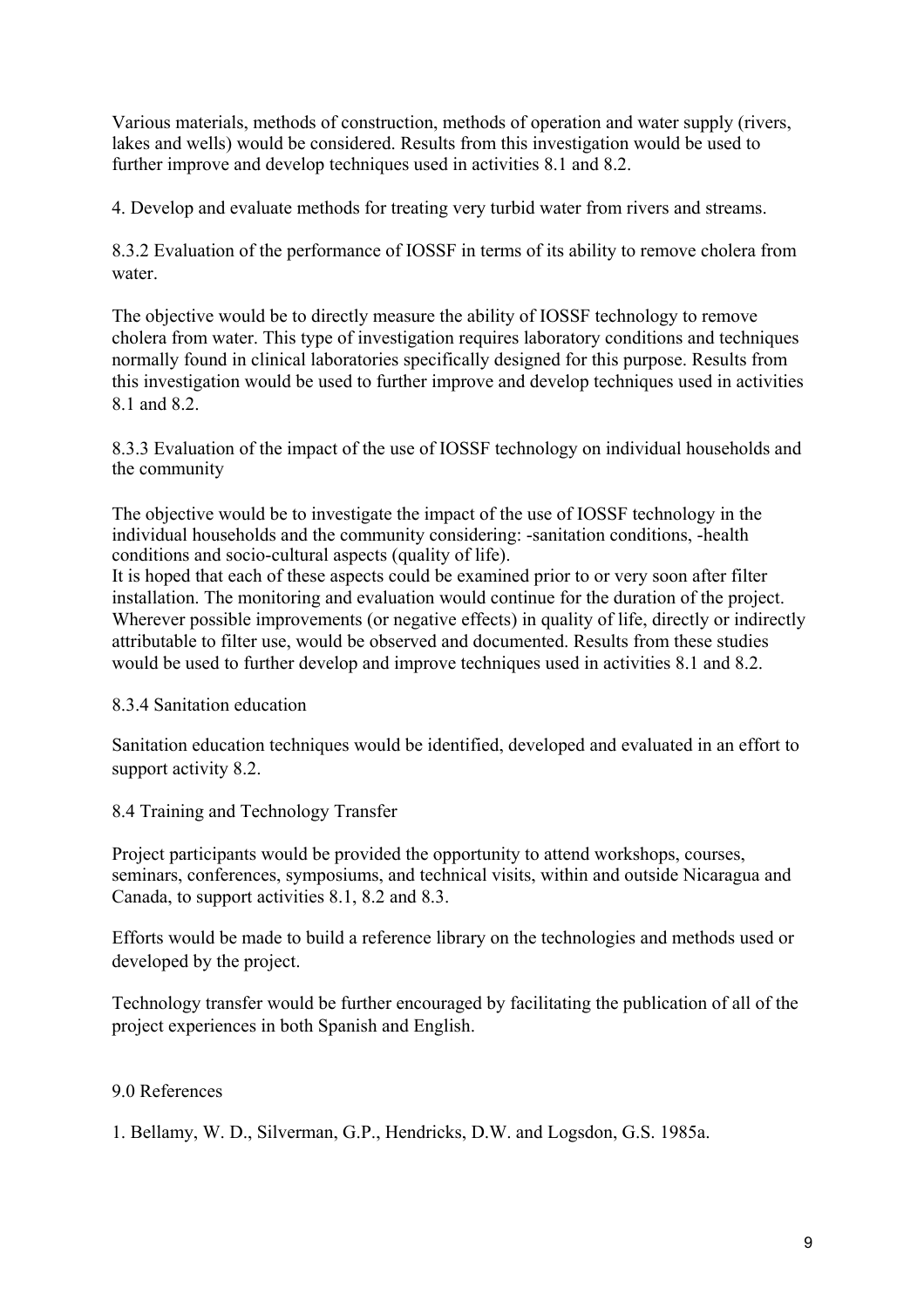Various materials, methods of construction, methods of operation and water supply (rivers, lakes and wells) would be considered. Results from this investigation would be used to further improve and develop techniques used in activities 8.1 and 8.2.

4. Develop and evaluate methods for treating very turbid water from rivers and streams.

#### 8.3.2 Evaluation of the performance of IOSSF in terms of its ability to remove cholera from water.

The objective would be to directly measure the ability of IOSSF technology to remove cholera from water. This type of investigation requires laboratory conditions and techniques normally found in clinical laboratories specifically designed for this purpose. Results from this investigation would be used to further improve and develop techniques used in activities 8.1 and 8.2.

#### 8.3.3 Evaluation of the impact of the use of IOSSF technology on individual households and the community

The objective would be to investigate the impact of the use of IOSSF technology in the individual households and the community considering: -sanitation conditions, -health conditions and socio-cultural aspects (quality of life).
It is hoped that each of these aspects could be examined prior to or very soon after filter installation. The monitoring and evaluation would continue for the duration of the project. Wherever possible improvements (or negative effects) in quality of life, directly or indirectly attributable to filter use, would be observed and documented. Results from these studies would be used to further develop and improve techniques used in activities 8.1 and 8.2.

#### 8.3.4 Sanitation education

Sanitation education techniques would be identified, developed and evaluated in an effort to support activity 8.2.

### 8.4 Training and Technology Transfer

Project participants would be provided the opportunity to attend workshops, courses, seminars, conferences, symposiums, and technical visits, within and outside Nicaragua and Canada, to support activities 8.1, 8.2 and 8.3.

Efforts would be made to build a reference library on the technologies and methods used or developed by the project.

Technology transfer would be further encouraged by facilitating the publication of all of the project experiences in both Spanish and English.

## 9.0 References

1. Bellamy, W. D., Silverman, G.P., Hendricks, D.W. and Logsdon, G.S. 1985a.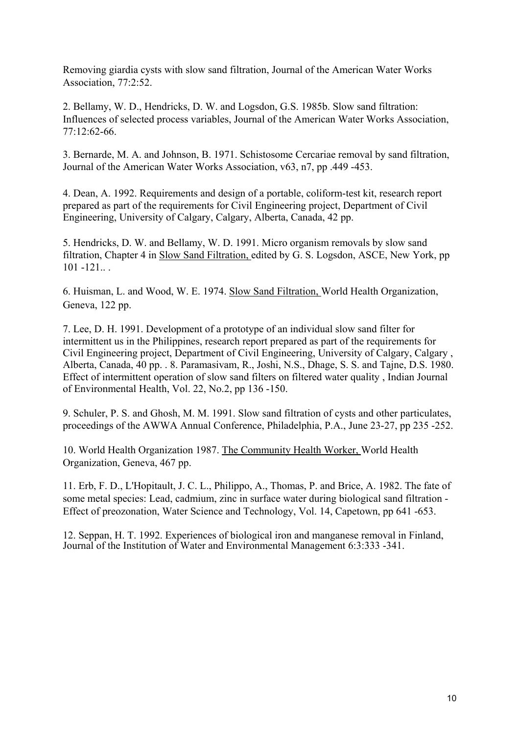Removing giardia cysts with slow sand filtration, Journal of the American Water Works Association, 77:2:52.

2. Bellamy, W. D., Hendricks, D. W. and Logsdon, G.S. 1985b. Slow sand filtration: Influences of selected process variables, Journal of the American Water Works Association, 77:12:62-66.

3. Bernarde, M. A. and Johnson, B. 1971. Schistosome Cercariae removal by sand filtration, Journal of the American Water Works Association, v63, n7, pp .449 -453.

4. Dean, A. 1992. Requirements and design of a portable, coliform-test kit, research report prepared as part of the requirements for Civil Engineering project, Department of Civil Engineering, University of Calgary, Calgary, Alberta, Canada, 42 pp.

5. Hendricks, D. W. and Bellamy, W. D. 1991. Micro organism removals by slow sand filtration, Chapter 4 in Slow Sand Filtration, edited by G. S. Logsdon, ASCE, New York, pp 101 -121.. .

6. Huisman, L. and Wood, W. E. 1974. Slow Sand Filtration, World Health Organization, Geneva, 122 pp.

7. Lee, D. H. 1991. Development of a prototype of an individual slow sand filter for intermittent us in the Philippines, research report prepared as part of the requirements for Civil Engineering project, Department of Civil Engineering, University of Calgary, Calgary , Alberta, Canada, 40 pp. . 8. Paramasivam, R., Joshi, N.S., Dhage, S. S. and Tajne, D.S. 1980. Effect of intermittent operation of slow sand filters on filtered water quality , Indian Journal of Environmental Health, Vol. 22, No.2, pp 136 -150.

9. Schuler, P. S. and Ghosh, M. M. 1991. Slow sand filtration of cysts and other particulates, proceedings of the AWWA Annual Conference, Philadelphia, P.A., June 23-27, pp 235 -252.

10. World Health Organization 1987. The Community Health Worker, World Health Organization, Geneva, 467 pp.

11. Erb, F. D., L'Hopitault, J. C. L., Philippo, A., Thomas, P. and Brice, A. 1982. The fate of some metal species: Lead, cadmium, zinc in surface water during biological sand filtration - Effect of preozonation, Water Science and Technology, Vol. 14, Capetown, pp 641 -653.

12. Seppan, H. T. 1992. Experiences of biological iron and manganese removal in Finland, Journal of the Institution of Water and Environmental Management 6:3:333 -341.